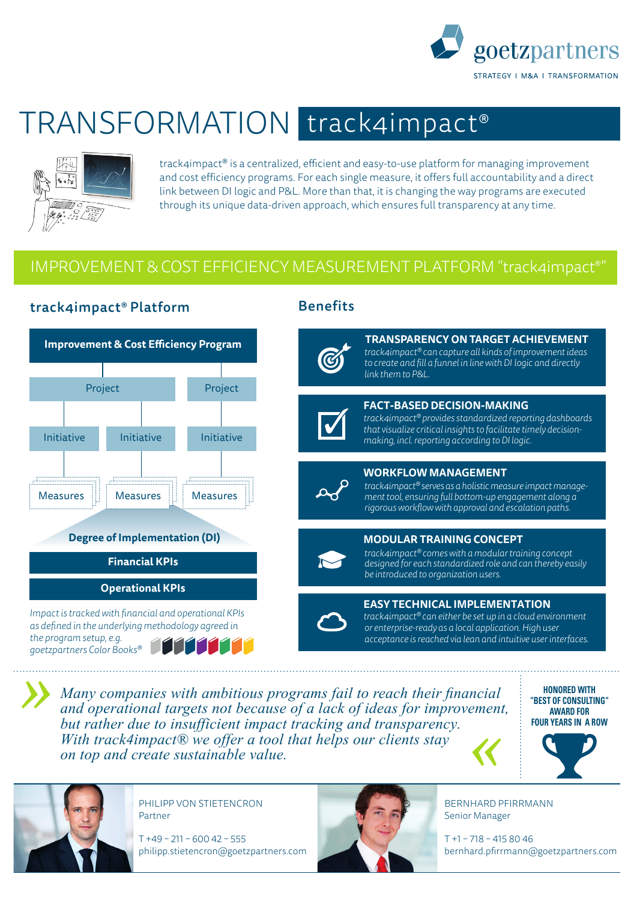goetzpartners

STRATEGY I M&A I TRANSFORMATION

# TRANSFORMATION track4impact®

track4impact® is a centralized, efficient and easy-to-use platform for managing improvement and cost efficiency programs. For each single measure, it offers full accountability and a direct link between DI logic and P&L. More than that, it is changing the way programs are executed through its unique data-driven approach, which ensures full transparency at any time.

## IMPROVEMENT & COST EFFICIENCY MEASUREMENT PLATFORM "track4impact®"

### track4impact® Platform

**Improvement & Cost Efficiency Program**

- Project
  - Initiative
    - Measures
  - Initiative
    - Measures
- Project
  - Initiative
    - Measures

**Degree of Implementation (DI)**

**Financial KPIs**

**Operational KPIs**

*Impact is tracked with financial and operational KPIs as defined in the underlying methodology agreed in the program setup, e.g. goetzpartners Color Books®*

### Benefits

**TRANSPARENCY ON TARGET ACHIEVEMENT**
*track4impact® can capture all kinds of improvement ideas to create and fill a funnel in line with DI logic and directly link them to P&L.*

**FACT-BASED DECISION-MAKING**
*track4impact® provides standardized reporting dashboards that visualize critical insights to facilitate timely decision-making, incl. reporting according to DI logic.*

**WORKFLOW MANAGEMENT**
*track4impact® serves as a holistic measure impact management tool, ensuring full bottom-up engagement along a rigorous workflow with approval and escalation paths.*

**MODULAR TRAINING CONCEPT**
*track4impact® comes with a modular training concept designed for each standardized role and can thereby easily be introduced to organization users.*

**EASY TECHNICAL IMPLEMENTATION**
*track4impact® can either be set up in a cloud environment or enterprise-ready as a local application. High user acceptance is reached via lean and intuitive user interfaces.*

---

» *Many companies with ambitious programs fail to reach their financial and operational targets not because of a lack of ideas for improvement, but rather due to insufficient impact tracking and transparency. With track4impact® we offer a tool that helps our clients stay on top and create sustainable value.* «

**HONORED WITH "BEST OF CONSULTING" AWARD FOR FOUR YEARS IN A ROW**

PHILIPP VON STIETENCRON
Partner

T +49 – 211 – 600 42 – 555
philipp.stietencron@goetzpartners.com

BERNHARD PFIRRMANN
Senior Manager

T +1 – 718 – 415 80 46
bernhard.pfirrmann@goetzpartners.com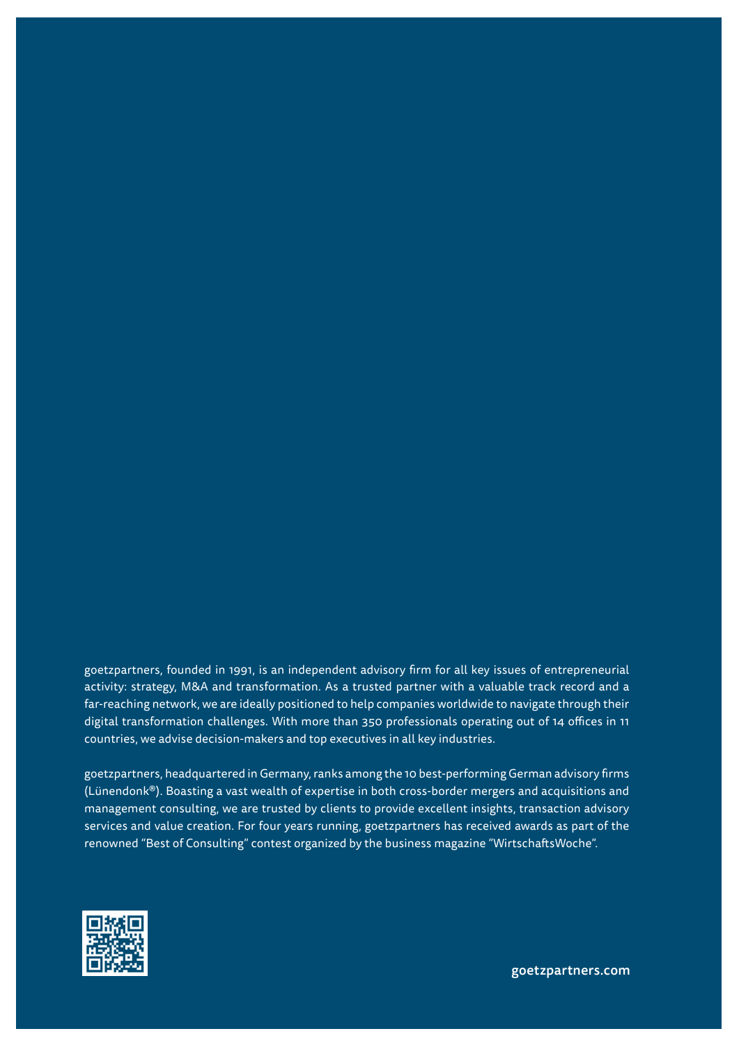goetzpartners, founded in 1991, is an independent advisory firm for all key issues of entrepreneurial activity: strategy, M&A and transformation. As a trusted partner with a valuable track record and a far-reaching network, we are ideally positioned to help companies worldwide to navigate through their digital transformation challenges. With more than 350 professionals operating out of 14 offices in 11 countries, we advise decision-makers and top executives in all key industries.

goetzpartners, headquartered in Germany, ranks among the 10 best-performing German advisory firms (Lünendonk®). Boasting a vast wealth of expertise in both cross-border mergers and acquisitions and management consulting, we are trusted by clients to provide excellent insights, transaction advisory services and value creation. For four years running, goetzpartners has received awards as part of the renowned "Best of Consulting" contest organized by the business magazine "WirtschaftsWoche".

goetzpartners.com